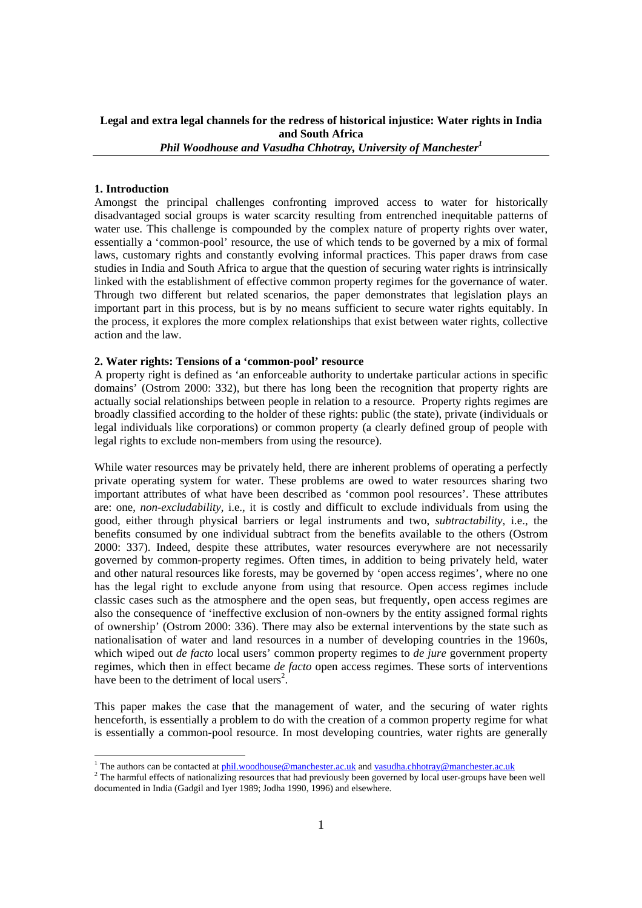**Legal and extra legal channels for the redress of historical injustice: Water rights in India and South Africa**

***Phil Woodhouse and Vasudha Chhotray, University of Manchester*[1]**

## 1. Introduction

Amongst the principal challenges confronting improved access to water for historically disadvantaged social groups is water scarcity resulting from entrenched inequitable patterns of water use. This challenge is compounded by the complex nature of property rights over water, essentially a 'common-pool' resource, the use of which tends to be governed by a mix of formal laws, customary rights and constantly evolving informal practices. This paper draws from case studies in India and South Africa to argue that the question of securing water rights is intrinsically linked with the establishment of effective common property regimes for the governance of water. Through two different but related scenarios, the paper demonstrates that legislation plays an important part in this process, but is by no means sufficient to secure water rights equitably. In the process, it explores the more complex relationships that exist between water rights, collective action and the law.

## 2. Water rights: Tensions of a 'common-pool' resource

A property right is defined as 'an enforceable authority to undertake particular actions in specific domains' (Ostrom 2000: 332), but there has long been the recognition that property rights are actually social relationships between people in relation to a resource. Property rights regimes are broadly classified according to the holder of these rights: public (the state), private (individuals or legal individuals like corporations) or common property (a clearly defined group of people with legal rights to exclude non-members from using the resource).

While water resources may be privately held, there are inherent problems of operating a perfectly private operating system for water. These problems are owed to water resources sharing two important attributes of what have been described as 'common pool resources'. These attributes are: one, *non-excludability*, i.e., it is costly and difficult to exclude individuals from using the good, either through physical barriers or legal instruments and two, *subtractability*, i.e., the benefits consumed by one individual subtract from the benefits available to the others (Ostrom 2000: 337). Indeed, despite these attributes, water resources everywhere are not necessarily governed by common-property regimes. Often times, in addition to being privately held, water and other natural resources like forests, may be governed by 'open access regimes', where no one has the legal right to exclude anyone from using that resource. Open access regimes include classic cases such as the atmosphere and the open seas, but frequently, open access regimes are also the consequence of 'ineffective exclusion of non-owners by the entity assigned formal rights of ownership' (Ostrom 2000: 336). There may also be external interventions by the state such as nationalisation of water and land resources in a number of developing countries in the 1960s, which wiped out *de facto* local users' common property regimes to *de jure* government property regimes, which then in effect became *de facto* open access regimes. These sorts of interventions have been to the detriment of local users[2].

This paper makes the case that the management of water, and the securing of water rights henceforth, is essentially a problem to do with the creation of a common property regime for what is essentially a common-pool resource. In most developing countries, water rights are generally

---

[1] The authors can be contacted at phil.woodhouse@manchester.ac.uk and vasudha.chhotray@manchester.ac.uk

[2] The harmful effects of nationalizing resources that had previously been governed by local user-groups have been well documented in India (Gadgil and Iyer 1989; Jodha 1990, 1996) and elsewhere.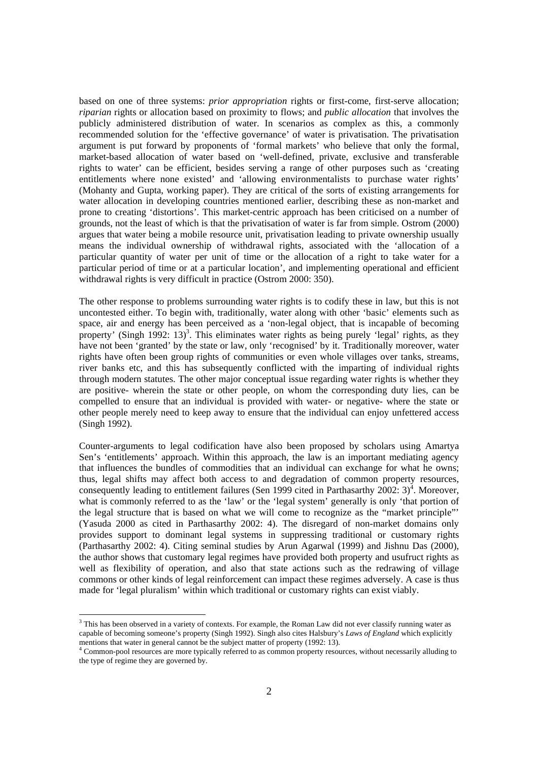based on one of three systems: *prior appropriation* rights or first-come, first-serve allocation; *riparian* rights or allocation based on proximity to flows; and *public allocation* that involves the publicly administered distribution of water. In scenarios as complex as this, a commonly recommended solution for the 'effective governance' of water is privatisation. The privatisation argument is put forward by proponents of 'formal markets' who believe that only the formal, market-based allocation of water based on 'well-defined, private, exclusive and transferable rights to water' can be efficient, besides serving a range of other purposes such as 'creating entitlements where none existed' and 'allowing environmentalists to purchase water rights' (Mohanty and Gupta, working paper). They are critical of the sorts of existing arrangements for water allocation in developing countries mentioned earlier, describing these as non-market and prone to creating 'distortions'. This market-centric approach has been criticised on a number of grounds, not the least of which is that the privatisation of water is far from simple. Ostrom (2000) argues that water being a mobile resource unit, privatisation leading to private ownership usually means the individual ownership of withdrawal rights, associated with the 'allocation of a particular quantity of water per unit of time or the allocation of a right to take water for a particular period of time or at a particular location', and implementing operational and efficient withdrawal rights is very difficult in practice (Ostrom 2000: 350).

The other response to problems surrounding water rights is to codify these in law, but this is not uncontested either. To begin with, traditionally, water along with other 'basic' elements such as space, air and energy has been perceived as a 'non-legal object, that is incapable of becoming property' (Singh 1992: 13)[3]. This eliminates water rights as being purely 'legal' rights, as they have not been 'granted' by the state or law, only 'recognised' by it. Traditionally moreover, water rights have often been group rights of communities or even whole villages over tanks, streams, river banks etc, and this has subsequently conflicted with the imparting of individual rights through modern statutes. The other major conceptual issue regarding water rights is whether they are positive- wherein the state or other people, on whom the corresponding duty lies, can be compelled to ensure that an individual is provided with water- or negative- where the state or other people merely need to keep away to ensure that the individual can enjoy unfettered access (Singh 1992).

Counter-arguments to legal codification have also been proposed by scholars using Amartya Sen's 'entitlements' approach. Within this approach, the law is an important mediating agency that influences the bundles of commodities that an individual can exchange for what he owns; thus, legal shifts may affect both access to and degradation of common property resources, consequently leading to entitlement failures (Sen 1999 cited in Parthasarthy 2002: 3)[4]. Moreover, what is commonly referred to as the 'law' or the 'legal system' generally is only 'that portion of the legal structure that is based on what we will come to recognize as the "market principle"' (Yasuda 2000 as cited in Parthasarthy 2002: 4). The disregard of non-market domains only provides support to dominant legal systems in suppressing traditional or customary rights (Parthasarthy 2002: 4). Citing seminal studies by Arun Agarwal (1999) and Jishnu Das (2000), the author shows that customary legal regimes have provided both property and usufruct rights as well as flexibility of operation, and also that state actions such as the redrawing of village commons or other kinds of legal reinforcement can impact these regimes adversely. A case is thus made for 'legal pluralism' within which traditional or customary rights can exist viably.

[3] This has been observed in a variety of contexts. For example, the Roman Law did not ever classify running water as capable of becoming someone's property (Singh 1992). Singh also cites Halsbury's *Laws of England* which explicitly mentions that water in general cannot be the subject matter of property (1992: 13).

[4] Common-pool resources are more typically referred to as common property resources, without necessarily alluding to the type of regime they are governed by.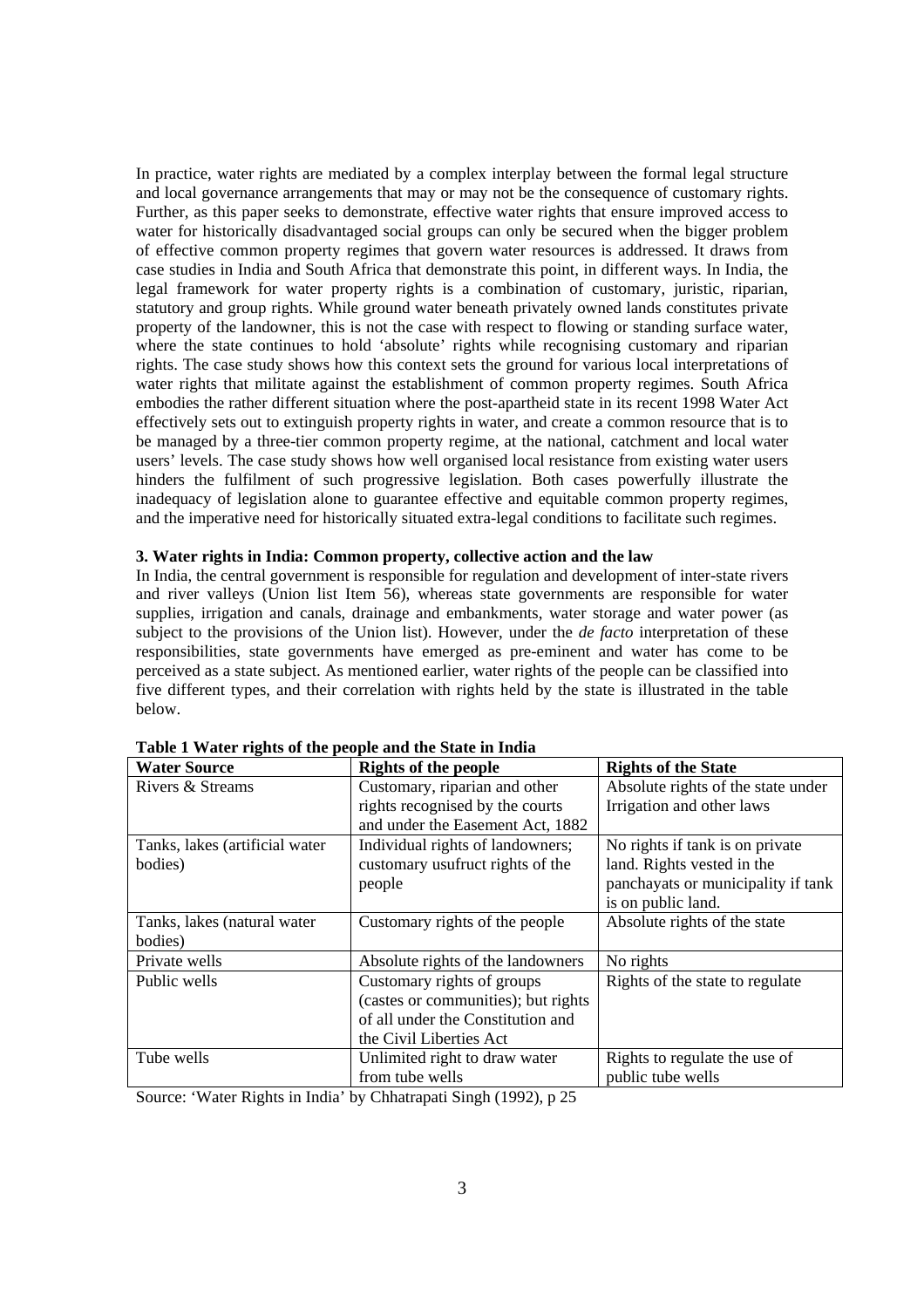In practice, water rights are mediated by a complex interplay between the formal legal structure and local governance arrangements that may or may not be the consequence of customary rights. Further, as this paper seeks to demonstrate, effective water rights that ensure improved access to water for historically disadvantaged social groups can only be secured when the bigger problem of effective common property regimes that govern water resources is addressed. It draws from case studies in India and South Africa that demonstrate this point, in different ways. In India, the legal framework for water property rights is a combination of customary, juristic, riparian, statutory and group rights. While ground water beneath privately owned lands constitutes private property of the landowner, this is not the case with respect to flowing or standing surface water, where the state continues to hold 'absolute' rights while recognising customary and riparian rights. The case study shows how this context sets the ground for various local interpretations of water rights that militate against the establishment of common property regimes. South Africa embodies the rather different situation where the post-apartheid state in its recent 1998 Water Act effectively sets out to extinguish property rights in water, and create a common resource that is to be managed by a three-tier common property regime, at the national, catchment and local water users' levels. The case study shows how well organised local resistance from existing water users hinders the fulfilment of such progressive legislation. Both cases powerfully illustrate the inadequacy of legislation alone to guarantee effective and equitable common property regimes, and the imperative need for historically situated extra-legal conditions to facilitate such regimes.

### 3. Water rights in India: Common property, collective action and the law

In India, the central government is responsible for regulation and development of inter-state rivers and river valleys (Union list Item 56), whereas state governments are responsible for water supplies, irrigation and canals, drainage and embankments, water storage and water power (as subject to the provisions of the Union list). However, under the *de facto* interpretation of these responsibilities, state governments have emerged as pre-eminent and water has come to be perceived as a state subject. As mentioned earlier, water rights of the people can be classified into five different types, and their correlation with rights held by the state is illustrated in the table below.

**Table 1 Water rights of the people and the State in India**

| Water Source | Rights of the people | Rights of the State |
|---|---|---|
| Rivers & Streams | Customary, riparian and other rights recognised by the courts and under the Easement Act, 1882 | Absolute rights of the state under Irrigation and other laws |
| Tanks, lakes (artificial water bodies) | Individual rights of landowners; customary usufruct rights of the people | No rights if tank is on private land. Rights vested in the panchayats or municipality if tank is on public land. |
| Tanks, lakes (natural water bodies) | Customary rights of the people | Absolute rights of the state |
| Private wells | Absolute rights of the landowners | No rights |
| Public wells | Customary rights of groups (castes or communities); but rights of all under the Constitution and the Civil Liberties Act | Rights of the state to regulate |
| Tube wells | Unlimited right to draw water from tube wells | Rights to regulate the use of public tube wells |

Source: 'Water Rights in India' by Chhatrapati Singh (1992), p 25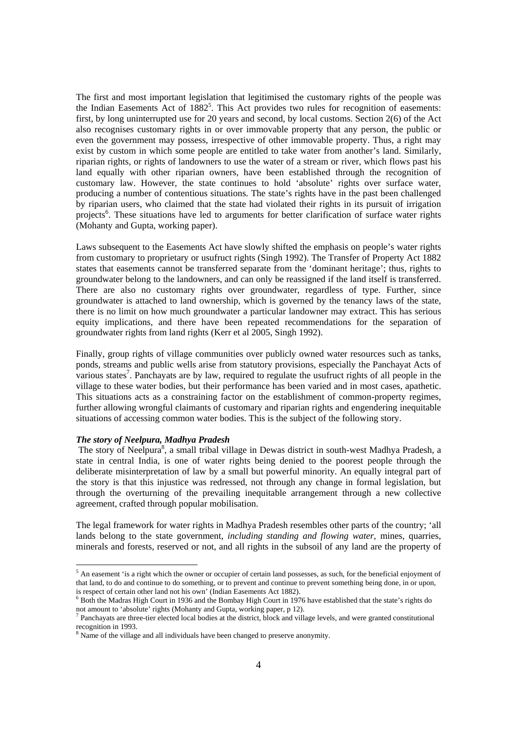The first and most important legislation that legitimised the customary rights of the people was the Indian Easements Act of 1882[5]. This Act provides two rules for recognition of easements: first, by long uninterrupted use for 20 years and second, by local customs. Section 2(6) of the Act also recognises customary rights in or over immovable property that any person, the public or even the government may possess, irrespective of other immovable property. Thus, a right may exist by custom in which some people are entitled to take water from another's land. Similarly, riparian rights, or rights of landowners to use the water of a stream or river, which flows past his land equally with other riparian owners, have been established through the recognition of customary law. However, the state continues to hold 'absolute' rights over surface water, producing a number of contentious situations. The state's rights have in the past been challenged by riparian users, who claimed that the state had violated their rights in its pursuit of irrigation projects[6]. These situations have led to arguments for better clarification of surface water rights (Mohanty and Gupta, working paper).

Laws subsequent to the Easements Act have slowly shifted the emphasis on people's water rights from customary to proprietary or usufruct rights (Singh 1992). The Transfer of Property Act 1882 states that easements cannot be transferred separate from the 'dominant heritage'; thus, rights to groundwater belong to the landowners, and can only be reassigned if the land itself is transferred. There are also no customary rights over groundwater, regardless of type. Further, since groundwater is attached to land ownership, which is governed by the tenancy laws of the state, there is no limit on how much groundwater a particular landowner may extract. This has serious equity implications, and there have been repeated recommendations for the separation of groundwater rights from land rights (Kerr et al 2005, Singh 1992).

Finally, group rights of village communities over publicly owned water resources such as tanks, ponds, streams and public wells arise from statutory provisions, especially the Panchayat Acts of various states[7]. Panchayats are by law, required to regulate the usufruct rights of all people in the village to these water bodies, but their performance has been varied and in most cases, apathetic. This situations acts as a constraining factor on the establishment of common-property regimes, further allowing wrongful claimants of customary and riparian rights and engendering inequitable situations of accessing common water bodies. This is the subject of the following story.

### *The story of Neelpura, Madhya Pradesh*

The story of Neelpura[8], a small tribal village in Dewas district in south-west Madhya Pradesh, a state in central India, is one of water rights being denied to the poorest people through the deliberate misinterpretation of law by a small but powerful minority. An equally integral part of the story is that this injustice was redressed, not through any change in formal legislation, but through the overturning of the prevailing inequitable arrangement through a new collective agreement, crafted through popular mobilisation.

The legal framework for water rights in Madhya Pradesh resembles other parts of the country; 'all lands belong to the state government, *including standing and flowing water*, mines, quarries, minerals and forests, reserved or not, and all rights in the subsoil of any land are the property of

---

[5] An easement 'is a right which the owner or occupier of certain land possesses, as such, for the beneficial enjoyment of that land, to do and continue to do something, or to prevent and continue to prevent something being done, in or upon, is respect of certain other land not his own' (Indian Easements Act 1882).

[6] Both the Madras High Court in 1936 and the Bombay High Court in 1976 have established that the state's rights do not amount to 'absolute' rights (Mohanty and Gupta, working paper, p 12).

[7] Panchayats are three-tier elected local bodies at the district, block and village levels, and were granted constitutional recognition in 1993.

[8] Name of the village and all individuals have been changed to preserve anonymity.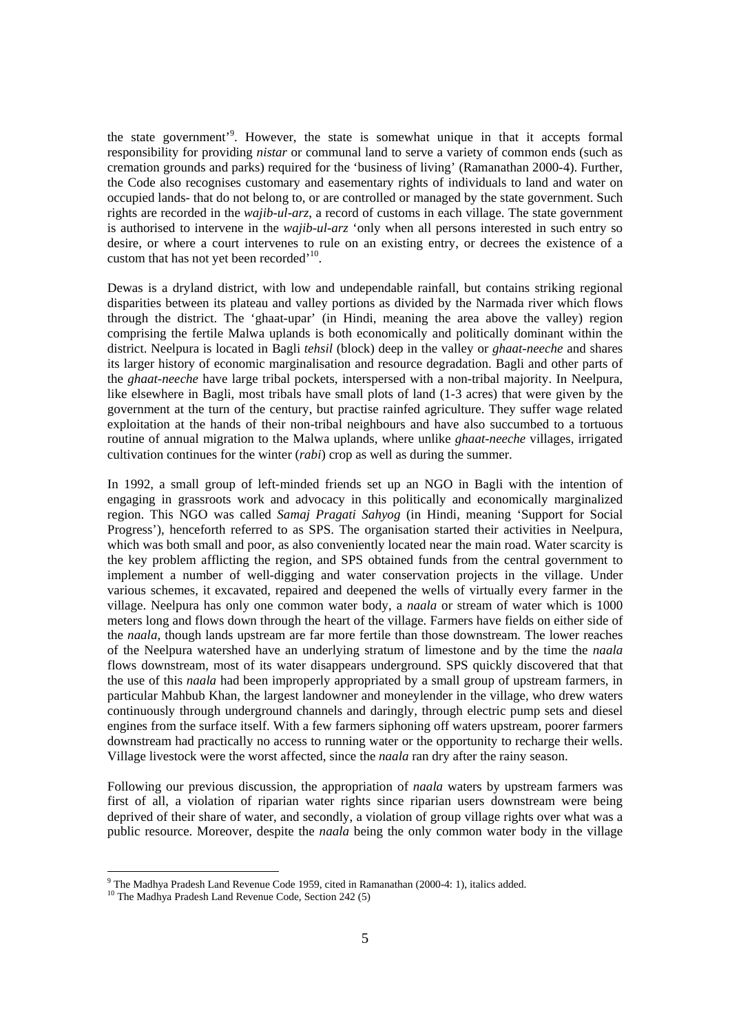the state government'[9]. However, the state is somewhat unique in that it accepts formal responsibility for providing *nistar* or communal land to serve a variety of common ends (such as cremation grounds and parks) required for the 'business of living' (Ramanathan 2000-4). Further, the Code also recognises customary and easementary rights of individuals to land and water on occupied lands- that do not belong to, or are controlled or managed by the state government. Such rights are recorded in the *wajib-ul-arz*, a record of customs in each village. The state government is authorised to intervene in the *wajib-ul-arz* 'only when all persons interested in such entry so desire, or where a court intervenes to rule on an existing entry, or decrees the existence of a custom that has not yet been recorded'[10].

Dewas is a dryland district, with low and undependable rainfall, but contains striking regional disparities between its plateau and valley portions as divided by the Narmada river which flows through the district. The 'ghaat-upar' (in Hindi, meaning the area above the valley) region comprising the fertile Malwa uplands is both economically and politically dominant within the district. Neelpura is located in Bagli *tehsil* (block) deep in the valley or *ghaat-neeche* and shares its larger history of economic marginalisation and resource degradation. Bagli and other parts of the *ghaat-neeche* have large tribal pockets, interspersed with a non-tribal majority. In Neelpura, like elsewhere in Bagli, most tribals have small plots of land (1-3 acres) that were given by the government at the turn of the century, but practise rainfed agriculture. They suffer wage related exploitation at the hands of their non-tribal neighbours and have also succumbed to a tortuous routine of annual migration to the Malwa uplands, where unlike *ghaat-neeche* villages, irrigated cultivation continues for the winter (*rabi*) crop as well as during the summer.

In 1992, a small group of left-minded friends set up an NGO in Bagli with the intention of engaging in grassroots work and advocacy in this politically and economically marginalized region. This NGO was called *Samaj Pragati Sahyog* (in Hindi, meaning 'Support for Social Progress'), henceforth referred to as SPS. The organisation started their activities in Neelpura, which was both small and poor, as also conveniently located near the main road. Water scarcity is the key problem afflicting the region, and SPS obtained funds from the central government to implement a number of well-digging and water conservation projects in the village. Under various schemes, it excavated, repaired and deepened the wells of virtually every farmer in the village. Neelpura has only one common water body, a *naala* or stream of water which is 1000 meters long and flows down through the heart of the village. Farmers have fields on either side of the *naala*, though lands upstream are far more fertile than those downstream. The lower reaches of the Neelpura watershed have an underlying stratum of limestone and by the time the *naala* flows downstream, most of its water disappears underground. SPS quickly discovered that that the use of this *naala* had been improperly appropriated by a small group of upstream farmers, in particular Mahbub Khan, the largest landowner and moneylender in the village, who drew waters continuously through underground channels and daringly, through electric pump sets and diesel engines from the surface itself. With a few farmers siphoning off waters upstream, poorer farmers downstream had practically no access to running water or the opportunity to recharge their wells. Village livestock were the worst affected, since the *naala* ran dry after the rainy season.

Following our previous discussion, the appropriation of *naala* waters by upstream farmers was first of all, a violation of riparian water rights since riparian users downstream were being deprived of their share of water, and secondly, a violation of group village rights over what was a public resource. Moreover, despite the *naala* being the only common water body in the village

[9] The Madhya Pradesh Land Revenue Code 1959, cited in Ramanathan (2000-4: 1), italics added.

[10] The Madhya Pradesh Land Revenue Code, Section 242 (5)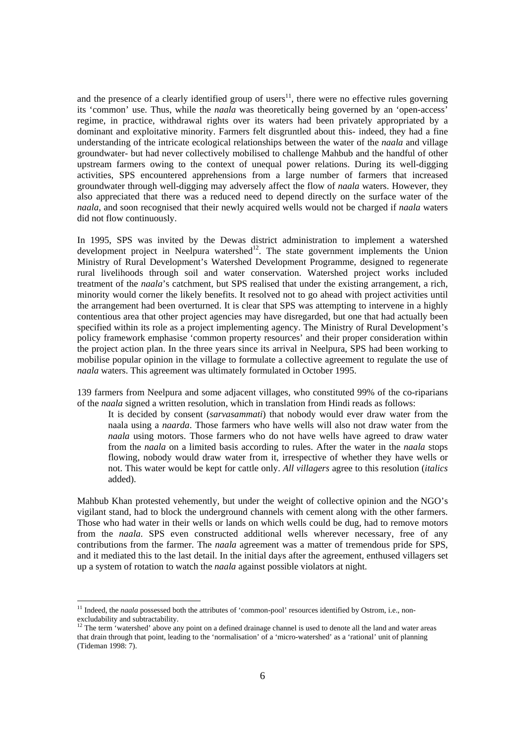and the presence of a clearly identified group of users[11], there were no effective rules governing its 'common' use. Thus, while the *naala* was theoretically being governed by an 'open-access' regime, in practice, withdrawal rights over its waters had been privately appropriated by a dominant and exploitative minority. Farmers felt disgruntled about this- indeed, they had a fine understanding of the intricate ecological relationships between the water of the *naala* and village groundwater- but had never collectively mobilised to challenge Mahbub and the handful of other upstream farmers owing to the context of unequal power relations. During its well-digging activities, SPS encountered apprehensions from a large number of farmers that increased groundwater through well-digging may adversely affect the flow of *naala* waters. However, they also appreciated that there was a reduced need to depend directly on the surface water of the *naala*, and soon recognised that their newly acquired wells would not be charged if *naala* waters did not flow continuously.

In 1995, SPS was invited by the Dewas district administration to implement a watershed development project in Neelpura watershed[12]. The state government implements the Union Ministry of Rural Development's Watershed Development Programme, designed to regenerate rural livelihoods through soil and water conservation. Watershed project works included treatment of the *naala*'s catchment, but SPS realised that under the existing arrangement, a rich, minority would corner the likely benefits. It resolved not to go ahead with project activities until the arrangement had been overturned. It is clear that SPS was attempting to intervene in a highly contentious area that other project agencies may have disregarded, but one that had actually been specified within its role as a project implementing agency. The Ministry of Rural Development's policy framework emphasise 'common property resources' and their proper consideration within the project action plan. In the three years since its arrival in Neelpura, SPS had been working to mobilise popular opinion in the village to formulate a collective agreement to regulate the use of *naala* waters. This agreement was ultimately formulated in October 1995.

139 farmers from Neelpura and some adjacent villages, who constituted 99% of the co-riparians of the *naala* signed a written resolution, which in translation from Hindi reads as follows:

> It is decided by consent (*sarvasammati*) that nobody would ever draw water from the naala using a *naarda*. Those farmers who have wells will also not draw water from the *naala* using motors. Those farmers who do not have wells have agreed to draw water from the *naala* on a limited basis according to rules. After the water in the *naala* stops flowing, nobody would draw water from it, irrespective of whether they have wells or not. This water would be kept for cattle only. *All villagers* agree to this resolution (*italics* added).

Mahbub Khan protested vehemently, but under the weight of collective opinion and the NGO's vigilant stand, had to block the underground channels with cement along with the other farmers. Those who had water in their wells or lands on which wells could be dug, had to remove motors from the *naala*. SPS even constructed additional wells wherever necessary, free of any contributions from the farmer. The *naala* agreement was a matter of tremendous pride for SPS, and it mediated this to the last detail. In the initial days after the agreement, enthused villagers set up a system of rotation to watch the *naala* against possible violators at night.

---

[11] Indeed, the *naala* possessed both the attributes of 'common-pool' resources identified by Ostrom, i.e., non-excludability and subtractability.

[12] The term 'watershed' above any point on a defined drainage channel is used to denote all the land and water areas that drain through that point, leading to the 'normalisation' of a 'micro-watershed' as a 'rational' unit of planning (Tideman 1998: 7).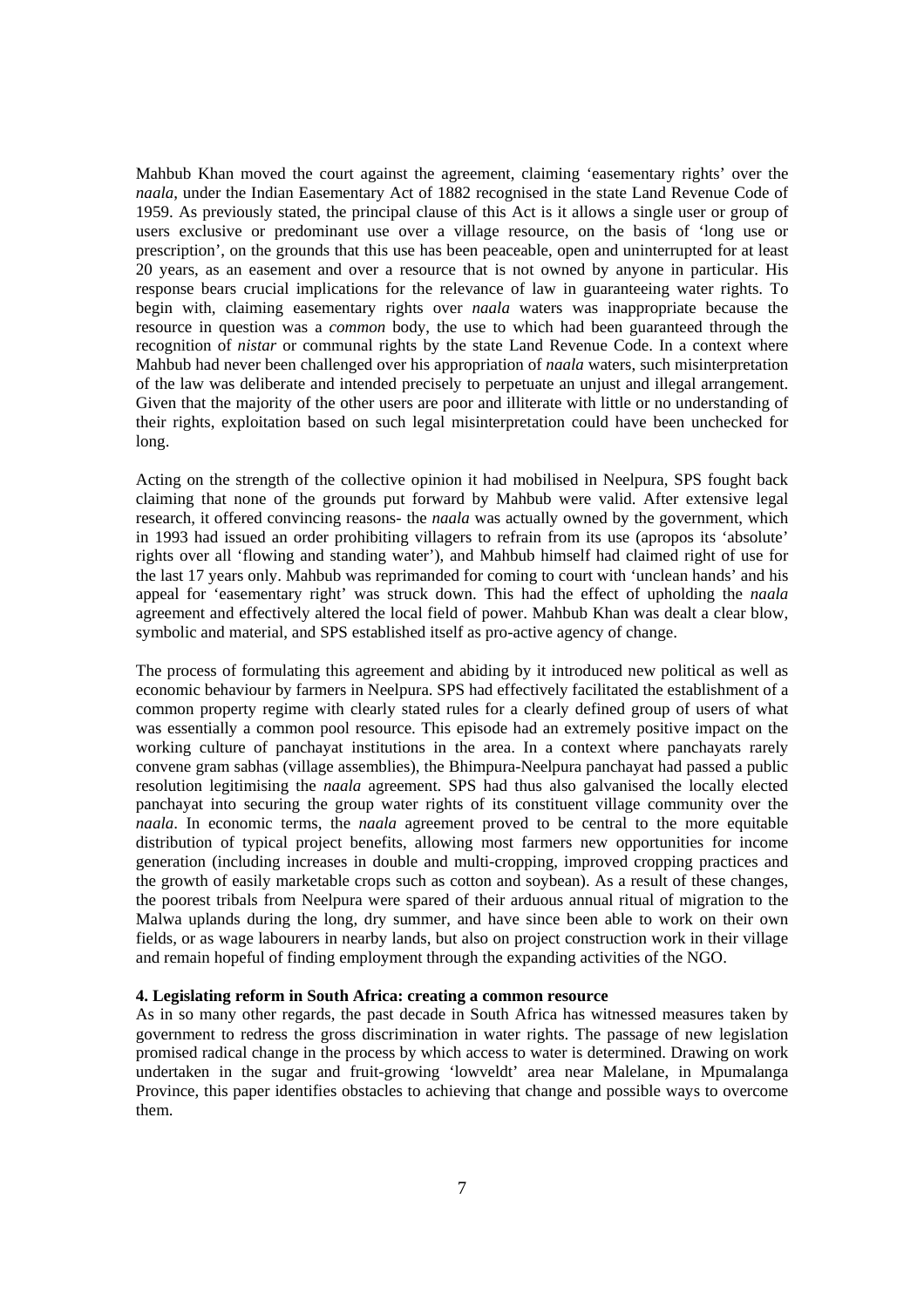Mahbub Khan moved the court against the agreement, claiming 'easementary rights' over the *naala*, under the Indian Easementary Act of 1882 recognised in the state Land Revenue Code of 1959. As previously stated, the principal clause of this Act is it allows a single user or group of users exclusive or predominant use over a village resource, on the basis of 'long use or prescription', on the grounds that this use has been peaceable, open and uninterrupted for at least 20 years, as an easement and over a resource that is not owned by anyone in particular. His response bears crucial implications for the relevance of law in guaranteeing water rights. To begin with, claiming easementary rights over *naala* waters was inappropriate because the resource in question was a *common* body, the use to which had been guaranteed through the recognition of *nistar* or communal rights by the state Land Revenue Code. In a context where Mahbub had never been challenged over his appropriation of *naala* waters, such misinterpretation of the law was deliberate and intended precisely to perpetuate an unjust and illegal arrangement. Given that the majority of the other users are poor and illiterate with little or no understanding of their rights, exploitation based on such legal misinterpretation could have been unchecked for long.

Acting on the strength of the collective opinion it had mobilised in Neelpura, SPS fought back claiming that none of the grounds put forward by Mahbub were valid. After extensive legal research, it offered convincing reasons- the *naala* was actually owned by the government, which in 1993 had issued an order prohibiting villagers to refrain from its use (apropos its 'absolute' rights over all 'flowing and standing water'), and Mahbub himself had claimed right of use for the last 17 years only. Mahbub was reprimanded for coming to court with 'unclean hands' and his appeal for 'easementary right' was struck down. This had the effect of upholding the *naala* agreement and effectively altered the local field of power. Mahbub Khan was dealt a clear blow, symbolic and material, and SPS established itself as pro-active agency of change.

The process of formulating this agreement and abiding by it introduced new political as well as economic behaviour by farmers in Neelpura. SPS had effectively facilitated the establishment of a common property regime with clearly stated rules for a clearly defined group of users of what was essentially a common pool resource. This episode had an extremely positive impact on the working culture of panchayat institutions in the area. In a context where panchayats rarely convene gram sabhas (village assemblies), the Bhimpura-Neelpura panchayat had passed a public resolution legitimising the *naala* agreement. SPS had thus also galvanised the locally elected panchayat into securing the group water rights of its constituent village community over the *naala*. In economic terms, the *naala* agreement proved to be central to the more equitable distribution of typical project benefits, allowing most farmers new opportunities for income generation (including increases in double and multi-cropping, improved cropping practices and the growth of easily marketable crops such as cotton and soybean). As a result of these changes, the poorest tribals from Neelpura were spared of their arduous annual ritual of migration to the Malwa uplands during the long, dry summer, and have since been able to work on their own fields, or as wage labourers in nearby lands, but also on project construction work in their village and remain hopeful of finding employment through the expanding activities of the NGO.

## 4. Legislating reform in South Africa: creating a common resource

As in so many other regards, the past decade in South Africa has witnessed measures taken by government to redress the gross discrimination in water rights. The passage of new legislation promised radical change in the process by which access to water is determined. Drawing on work undertaken in the sugar and fruit-growing 'lowveldt' area near Malelane, in Mpumalanga Province, this paper identifies obstacles to achieving that change and possible ways to overcome them.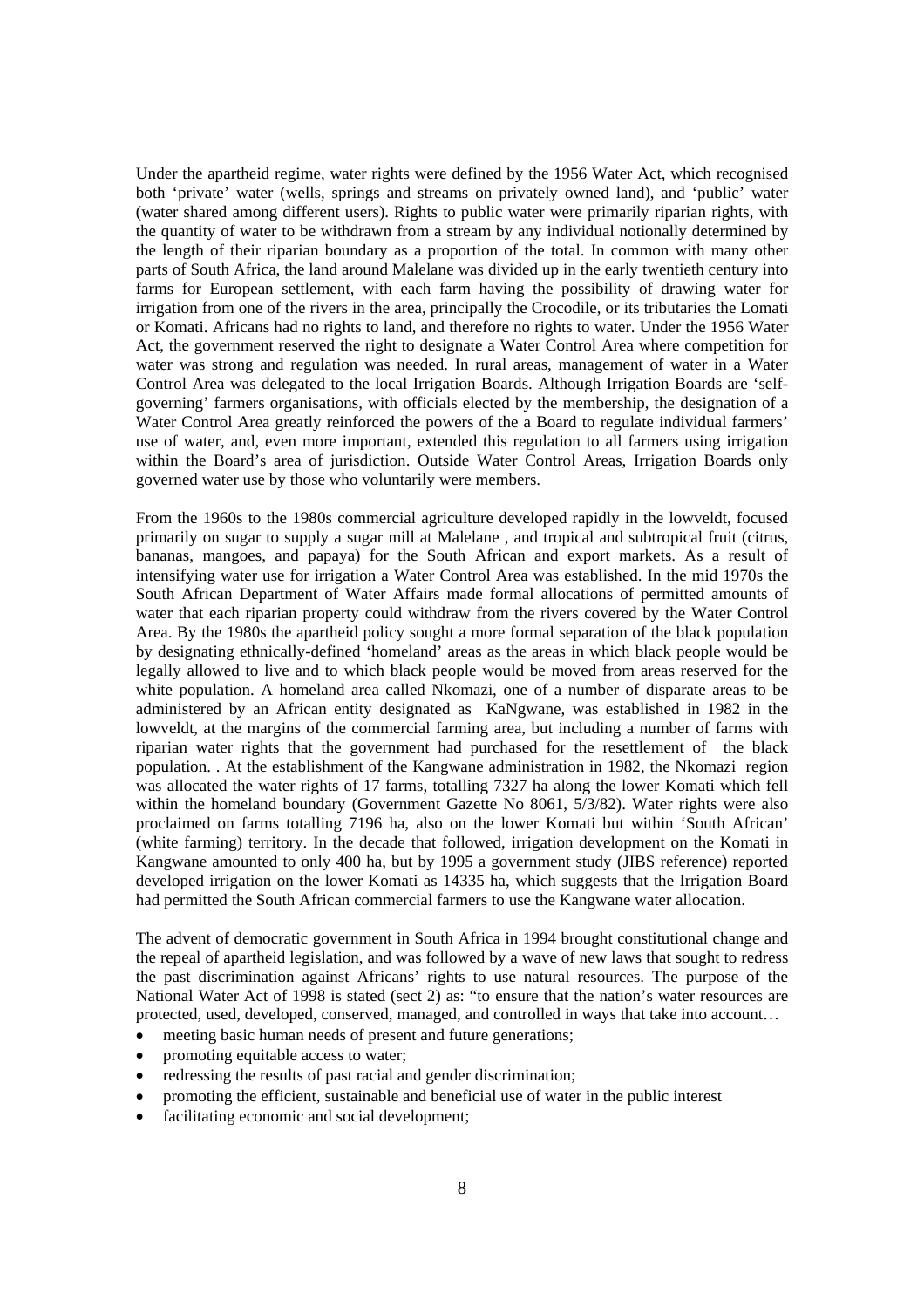Under the apartheid regime, water rights were defined by the 1956 Water Act, which recognised both 'private' water (wells, springs and streams on privately owned land), and 'public' water (water shared among different users). Rights to public water were primarily riparian rights, with the quantity of water to be withdrawn from a stream by any individual notionally determined by the length of their riparian boundary as a proportion of the total. In common with many other parts of South Africa, the land around Malelane was divided up in the early twentieth century into farms for European settlement, with each farm having the possibility of drawing water for irrigation from one of the rivers in the area, principally the Crocodile, or its tributaries the Lomati or Komati. Africans had no rights to land, and therefore no rights to water. Under the 1956 Water Act, the government reserved the right to designate a Water Control Area where competition for water was strong and regulation was needed. In rural areas, management of water in a Water Control Area was delegated to the local Irrigation Boards. Although Irrigation Boards are 'self-governing' farmers organisations, with officials elected by the membership, the designation of a Water Control Area greatly reinforced the powers of the a Board to regulate individual farmers' use of water, and, even more important, extended this regulation to all farmers using irrigation within the Board's area of jurisdiction. Outside Water Control Areas, Irrigation Boards only governed water use by those who voluntarily were members.

From the 1960s to the 1980s commercial agriculture developed rapidly in the lowveldt, focused primarily on sugar to supply a sugar mill at Malelane , and tropical and subtropical fruit (citrus, bananas, mangoes, and papaya) for the South African and export markets. As a result of intensifying water use for irrigation a Water Control Area was established. In the mid 1970s the South African Department of Water Affairs made formal allocations of permitted amounts of water that each riparian property could withdraw from the rivers covered by the Water Control Area. By the 1980s the apartheid policy sought a more formal separation of the black population by designating ethnically-defined 'homeland' areas as the areas in which black people would be legally allowed to live and to which black people would be moved from areas reserved for the white population. A homeland area called Nkomazi, one of a number of disparate areas to be administered by an African entity designated as KaNgwane, was established in 1982 in the lowveldt, at the margins of the commercial farming area, but including a number of farms with riparian water rights that the government had purchased for the resettlement of the black population. . At the establishment of the Kangwane administration in 1982, the Nkomazi region was allocated the water rights of 17 farms, totalling 7327 ha along the lower Komati which fell within the homeland boundary (Government Gazette No 8061, 5/3/82). Water rights were also proclaimed on farms totalling 7196 ha, also on the lower Komati but within 'South African' (white farming) territory. In the decade that followed, irrigation development on the Komati in Kangwane amounted to only 400 ha, but by 1995 a government study (JIBS reference) reported developed irrigation on the lower Komati as 14335 ha, which suggests that the Irrigation Board had permitted the South African commercial farmers to use the Kangwane water allocation.

The advent of democratic government in South Africa in 1994 brought constitutional change and the repeal of apartheid legislation, and was followed by a wave of new laws that sought to redress the past discrimination against Africans' rights to use natural resources. The purpose of the National Water Act of 1998 is stated (sect 2) as: "to ensure that the nation's water resources are protected, used, developed, conserved, managed, and controlled in ways that take into account…

- meeting basic human needs of present and future generations;
- promoting equitable access to water;
- redressing the results of past racial and gender discrimination;
- promoting the efficient, sustainable and beneficial use of water in the public interest
- facilitating economic and social development;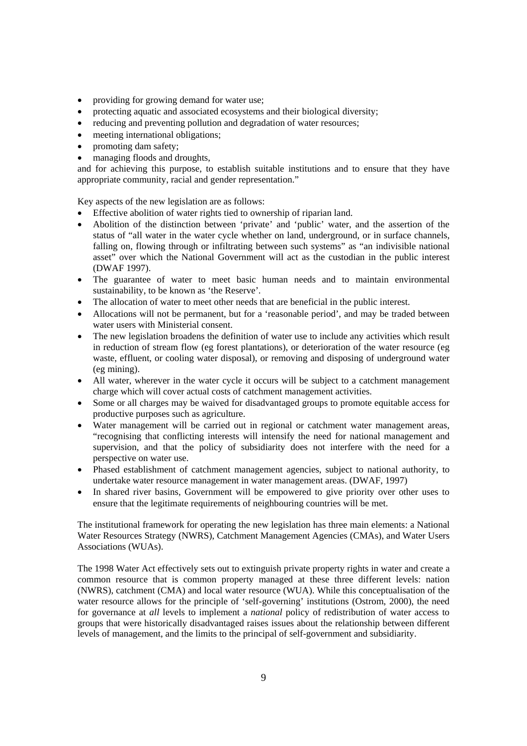- providing for growing demand for water use;
- protecting aquatic and associated ecosystems and their biological diversity;
- reducing and preventing pollution and degradation of water resources;
- meeting international obligations;
- promoting dam safety;
- managing floods and droughts,

and for achieving this purpose, to establish suitable institutions and to ensure that they have appropriate community, racial and gender representation."

Key aspects of the new legislation are as follows:

- Effective abolition of water rights tied to ownership of riparian land.
- Abolition of the distinction between 'private' and 'public' water, and the assertion of the status of "all water in the water cycle whether on land, underground, or in surface channels, falling on, flowing through or infiltrating between such systems" as "an indivisible national asset" over which the National Government will act as the custodian in the public interest (DWAF 1997).
- The guarantee of water to meet basic human needs and to maintain environmental sustainability, to be known as 'the Reserve'.
- The allocation of water to meet other needs that are beneficial in the public interest.
- Allocations will not be permanent, but for a 'reasonable period', and may be traded between water users with Ministerial consent.
- The new legislation broadens the definition of water use to include any activities which result in reduction of stream flow (eg forest plantations), or deterioration of the water resource (eg waste, effluent, or cooling water disposal), or removing and disposing of underground water (eg mining).
- All water, wherever in the water cycle it occurs will be subject to a catchment management charge which will cover actual costs of catchment management activities.
- Some or all charges may be waived for disadvantaged groups to promote equitable access for productive purposes such as agriculture.
- Water management will be carried out in regional or catchment water management areas, "recognising that conflicting interests will intensify the need for national management and supervision, and that the policy of subsidiarity does not interfere with the need for a perspective on water use.
- Phased establishment of catchment management agencies, subject to national authority, to undertake water resource management in water management areas. (DWAF, 1997)
- In shared river basins, Government will be empowered to give priority over other uses to ensure that the legitimate requirements of neighbouring countries will be met.

The institutional framework for operating the new legislation has three main elements: a National Water Resources Strategy (NWRS), Catchment Management Agencies (CMAs), and Water Users Associations (WUAs).

The 1998 Water Act effectively sets out to extinguish private property rights in water and create a common resource that is common property managed at these three different levels: nation (NWRS), catchment (CMA) and local water resource (WUA). While this conceptualisation of the water resource allows for the principle of 'self-governing' institutions (Ostrom, 2000), the need for governance at *all* levels to implement a *national* policy of redistribution of water access to groups that were historically disadvantaged raises issues about the relationship between different levels of management, and the limits to the principal of self-government and subsidiarity.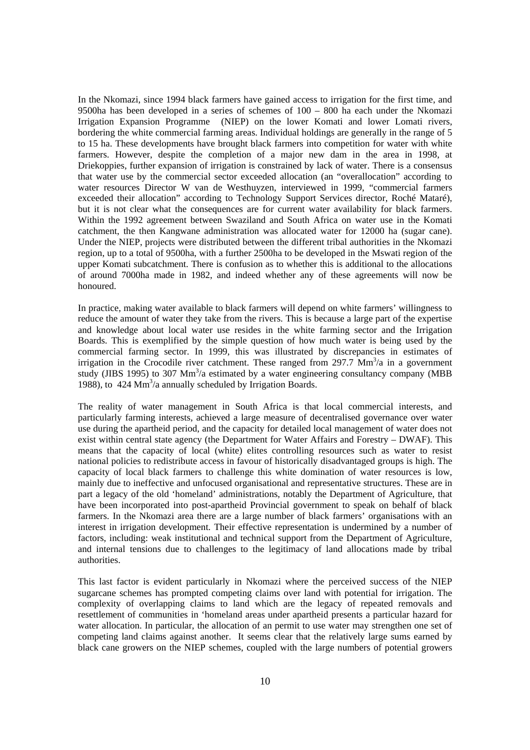In the Nkomazi, since 1994 black farmers have gained access to irrigation for the first time, and 9500ha has been developed in a series of schemes of 100 – 800 ha each under the Nkomazi Irrigation Expansion Programme (NIEP) on the lower Komati and lower Lomati rivers, bordering the white commercial farming areas. Individual holdings are generally in the range of 5 to 15 ha. These developments have brought black farmers into competition for water with white farmers. However, despite the completion of a major new dam in the area in 1998, at Driekoppies, further expansion of irrigation is constrained by lack of water. There is a consensus that water use by the commercial sector exceeded allocation (an "overallocation" according to water resources Director W van de Westhuyzen, interviewed in 1999, "commercial farmers exceeded their allocation" according to Technology Support Services director, Roché Mataré), but it is not clear what the consequences are for current water availability for black farmers. Within the 1992 agreement between Swaziland and South Africa on water use in the Komati catchment, the then Kangwane administration was allocated water for 12000 ha (sugar cane). Under the NIEP, projects were distributed between the different tribal authorities in the Nkomazi region, up to a total of 9500ha, with a further 2500ha to be developed in the Mswati region of the upper Komati subcatchment. There is confusion as to whether this is additional to the allocations of around 7000ha made in 1982, and indeed whether any of these agreements will now be honoured.

In practice, making water available to black farmers will depend on white farmers' willingness to reduce the amount of water they take from the rivers. This is because a large part of the expertise and knowledge about local water use resides in the white farming sector and the Irrigation Boards. This is exemplified by the simple question of how much water is being used by the commercial farming sector. In 1999, this was illustrated by discrepancies in estimates of irrigation in the Crocodile river catchment. These ranged from 297.7 $Mm^3/a$ in a government study (JIBS 1995) to 307 $Mm^3/a$ estimated by a water engineering consultancy company (MBB 1988), to 424 $Mm^3/a$ annually scheduled by Irrigation Boards.

The reality of water management in South Africa is that local commercial interests, and particularly farming interests, achieved a large measure of decentralised governance over water use during the apartheid period, and the capacity for detailed local management of water does not exist within central state agency (the Department for Water Affairs and Forestry – DWAF). This means that the capacity of local (white) elites controlling resources such as water to resist national policies to redistribute access in favour of historically disadvantaged groups is high. The capacity of local black farmers to challenge this white domination of water resources is low, mainly due to ineffective and unfocused organisational and representative structures. These are in part a legacy of the old 'homeland' administrations, notably the Department of Agriculture, that have been incorporated into post-apartheid Provincial government to speak on behalf of black farmers. In the Nkomazi area there are a large number of black farmers' organisations with an interest in irrigation development. Their effective representation is undermined by a number of factors, including: weak institutional and technical support from the Department of Agriculture, and internal tensions due to challenges to the legitimacy of land allocations made by tribal authorities.

This last factor is evident particularly in Nkomazi where the perceived success of the NIEP sugarcane schemes has prompted competing claims over land with potential for irrigation. The complexity of overlapping claims to land which are the legacy of repeated removals and resettlement of communities in 'homeland areas under apartheid presents a particular hazard for water allocation. In particular, the allocation of an permit to use water may strengthen one set of competing land claims against another. It seems clear that the relatively large sums earned by black cane growers on the NIEP schemes, coupled with the large numbers of potential growers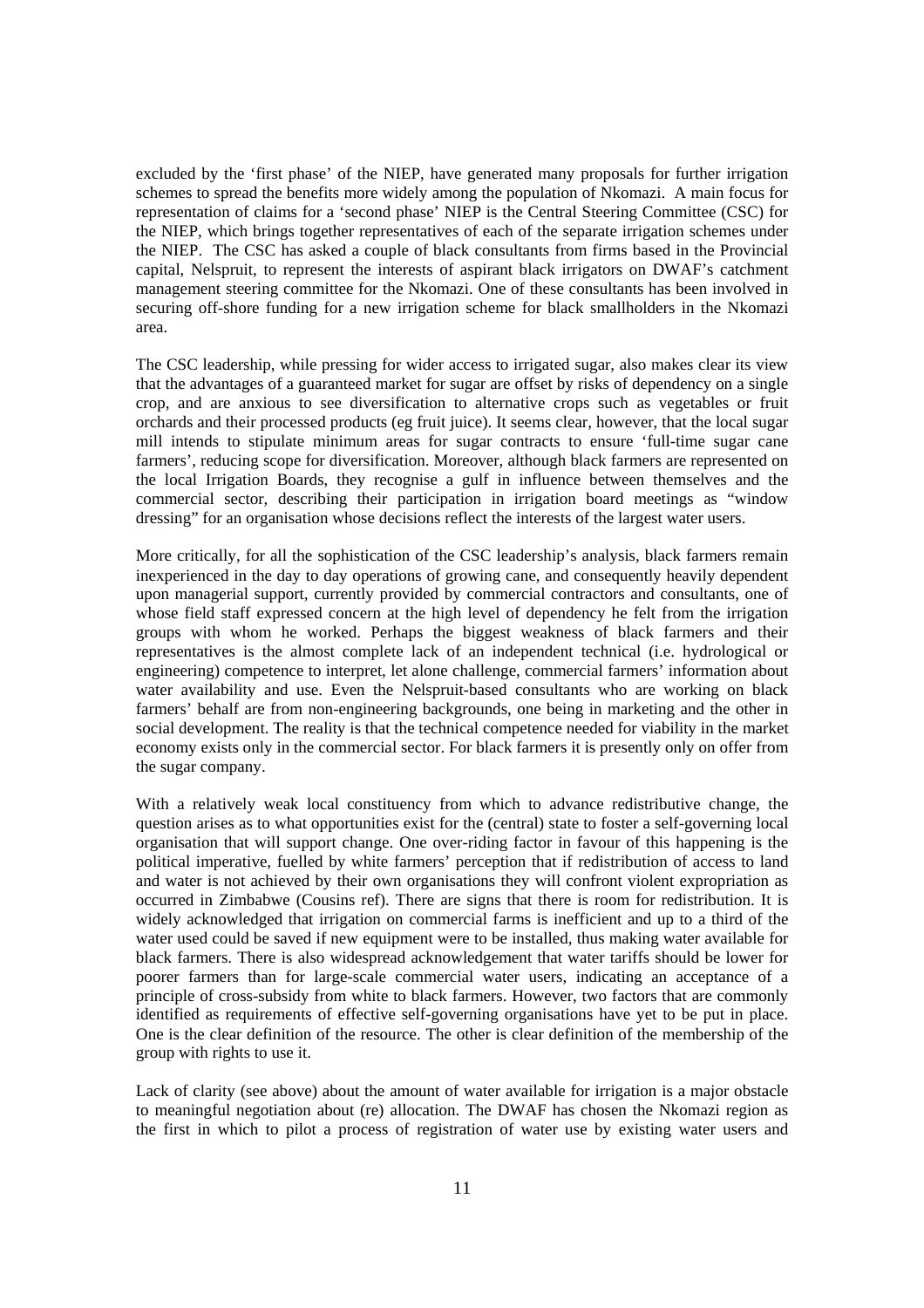excluded by the 'first phase' of the NIEP, have generated many proposals for further irrigation schemes to spread the benefits more widely among the population of Nkomazi. A main focus for representation of claims for a 'second phase' NIEP is the Central Steering Committee (CSC) for the NIEP, which brings together representatives of each of the separate irrigation schemes under the NIEP. The CSC has asked a couple of black consultants from firms based in the Provincial capital, Nelspruit, to represent the interests of aspirant black irrigators on DWAF's catchment management steering committee for the Nkomazi. One of these consultants has been involved in securing off-shore funding for a new irrigation scheme for black smallholders in the Nkomazi area.

The CSC leadership, while pressing for wider access to irrigated sugar, also makes clear its view that the advantages of a guaranteed market for sugar are offset by risks of dependency on a single crop, and are anxious to see diversification to alternative crops such as vegetables or fruit orchards and their processed products (eg fruit juice). It seems clear, however, that the local sugar mill intends to stipulate minimum areas for sugar contracts to ensure 'full-time sugar cane farmers', reducing scope for diversification. Moreover, although black farmers are represented on the local Irrigation Boards, they recognise a gulf in influence between themselves and the commercial sector, describing their participation in irrigation board meetings as "window dressing" for an organisation whose decisions reflect the interests of the largest water users.

More critically, for all the sophistication of the CSC leadership's analysis, black farmers remain inexperienced in the day to day operations of growing cane, and consequently heavily dependent upon managerial support, currently provided by commercial contractors and consultants, one of whose field staff expressed concern at the high level of dependency he felt from the irrigation groups with whom he worked. Perhaps the biggest weakness of black farmers and their representatives is the almost complete lack of an independent technical (i.e. hydrological or engineering) competence to interpret, let alone challenge, commercial farmers' information about water availability and use. Even the Nelspruit-based consultants who are working on black farmers' behalf are from non-engineering backgrounds, one being in marketing and the other in social development. The reality is that the technical competence needed for viability in the market economy exists only in the commercial sector. For black farmers it is presently only on offer from the sugar company.

With a relatively weak local constituency from which to advance redistributive change, the question arises as to what opportunities exist for the (central) state to foster a self-governing local organisation that will support change. One over-riding factor in favour of this happening is the political imperative, fuelled by white farmers' perception that if redistribution of access to land and water is not achieved by their own organisations they will confront violent expropriation as occurred in Zimbabwe (Cousins ref). There are signs that there is room for redistribution. It is widely acknowledged that irrigation on commercial farms is inefficient and up to a third of the water used could be saved if new equipment were to be installed, thus making water available for black farmers. There is also widespread acknowledgement that water tariffs should be lower for poorer farmers than for large-scale commercial water users, indicating an acceptance of a principle of cross-subsidy from white to black farmers. However, two factors that are commonly identified as requirements of effective self-governing organisations have yet to be put in place. One is the clear definition of the resource. The other is clear definition of the membership of the group with rights to use it.

Lack of clarity (see above) about the amount of water available for irrigation is a major obstacle to meaningful negotiation about (re) allocation. The DWAF has chosen the Nkomazi region as the first in which to pilot a process of registration of water use by existing water users and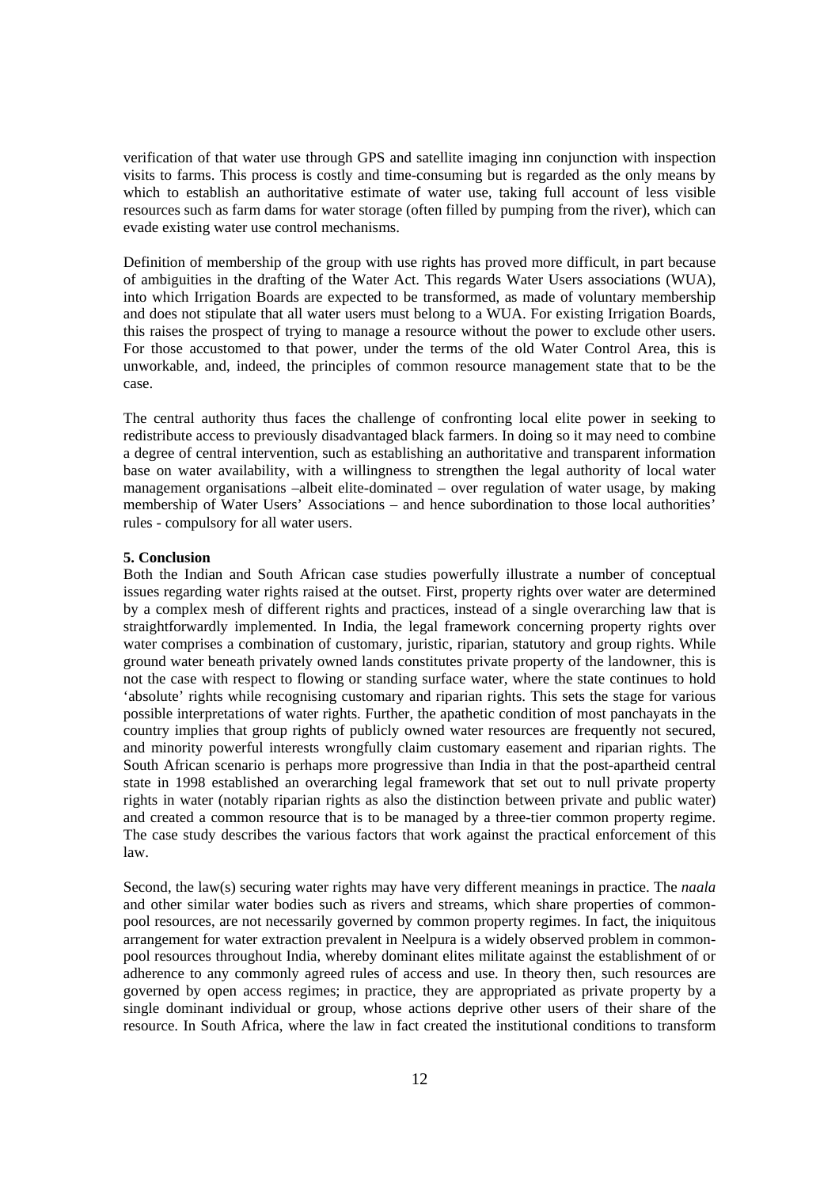verification of that water use through GPS and satellite imaging inn conjunction with inspection visits to farms. This process is costly and time-consuming but is regarded as the only means by which to establish an authoritative estimate of water use, taking full account of less visible resources such as farm dams for water storage (often filled by pumping from the river), which can evade existing water use control mechanisms.

Definition of membership of the group with use rights has proved more difficult, in part because of ambiguities in the drafting of the Water Act. This regards Water Users associations (WUA), into which Irrigation Boards are expected to be transformed, as made of voluntary membership and does not stipulate that all water users must belong to a WUA. For existing Irrigation Boards, this raises the prospect of trying to manage a resource without the power to exclude other users. For those accustomed to that power, under the terms of the old Water Control Area, this is unworkable, and, indeed, the principles of common resource management state that to be the case.

The central authority thus faces the challenge of confronting local elite power in seeking to redistribute access to previously disadvantaged black farmers. In doing so it may need to combine a degree of central intervention, such as establishing an authoritative and transparent information base on water availability, with a willingness to strengthen the legal authority of local water management organisations –albeit elite-dominated – over regulation of water usage, by making membership of Water Users' Associations – and hence subordination to those local authorities' rules - compulsory for all water users.

**5. Conclusion**

Both the Indian and South African case studies powerfully illustrate a number of conceptual issues regarding water rights raised at the outset. First, property rights over water are determined by a complex mesh of different rights and practices, instead of a single overarching law that is straightforwardly implemented. In India, the legal framework concerning property rights over water comprises a combination of customary, juristic, riparian, statutory and group rights. While ground water beneath privately owned lands constitutes private property of the landowner, this is not the case with respect to flowing or standing surface water, where the state continues to hold 'absolute' rights while recognising customary and riparian rights. This sets the stage for various possible interpretations of water rights. Further, the apathetic condition of most panchayats in the country implies that group rights of publicly owned water resources are frequently not secured, and minority powerful interests wrongfully claim customary easement and riparian rights. The South African scenario is perhaps more progressive than India in that the post-apartheid central state in 1998 established an overarching legal framework that set out to null private property rights in water (notably riparian rights as also the distinction between private and public water) and created a common resource that is to be managed by a three-tier common property regime. The case study describes the various factors that work against the practical enforcement of this law.

Second, the law(s) securing water rights may have very different meanings in practice. The *naala* and other similar water bodies such as rivers and streams, which share properties of common-pool resources, are not necessarily governed by common property regimes. In fact, the iniquitous arrangement for water extraction prevalent in Neelpura is a widely observed problem in common-pool resources throughout India, whereby dominant elites militate against the establishment of or adherence to any commonly agreed rules of access and use. In theory then, such resources are governed by open access regimes; in practice, they are appropriated as private property by a single dominant individual or group, whose actions deprive other users of their share of the resource. In South Africa, where the law in fact created the institutional conditions to transform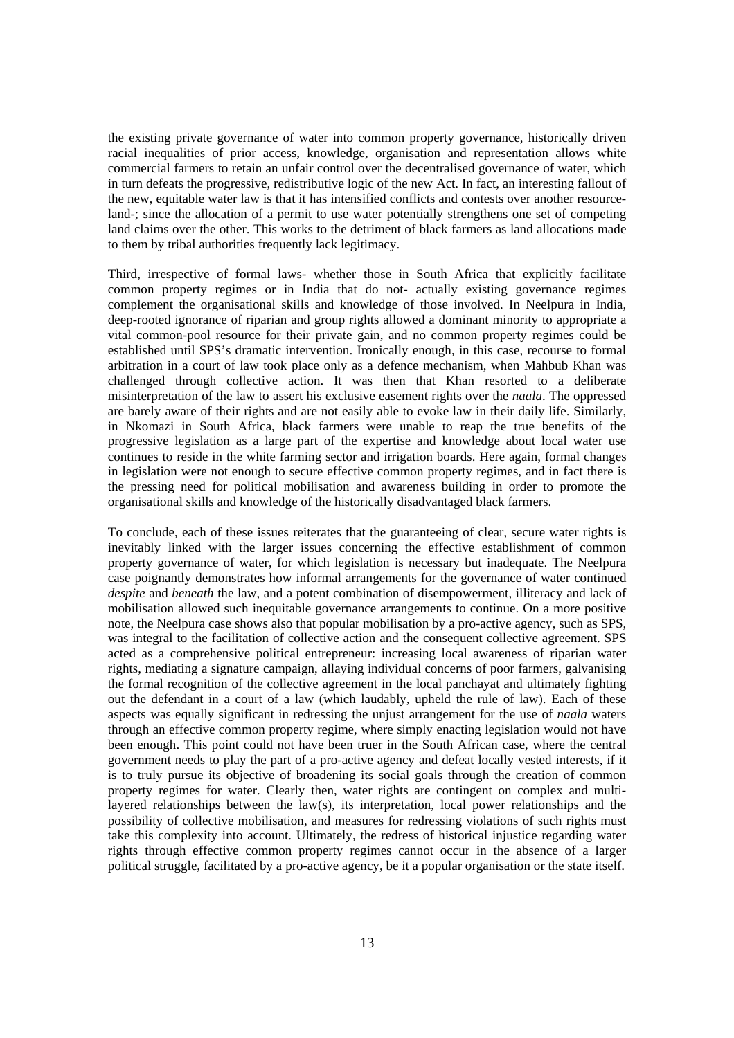the existing private governance of water into common property governance, historically driven racial inequalities of prior access, knowledge, organisation and representation allows white commercial farmers to retain an unfair control over the decentralised governance of water, which in turn defeats the progressive, redistributive logic of the new Act. In fact, an interesting fallout of the new, equitable water law is that it has intensified conflicts and contests over another resource- land-; since the allocation of a permit to use water potentially strengthens one set of competing land claims over the other. This works to the detriment of black farmers as land allocations made to them by tribal authorities frequently lack legitimacy.

Third, irrespective of formal laws- whether those in South Africa that explicitly facilitate common property regimes or in India that do not- actually existing governance regimes complement the organisational skills and knowledge of those involved. In Neelpura in India, deep-rooted ignorance of riparian and group rights allowed a dominant minority to appropriate a vital common-pool resource for their private gain, and no common property regimes could be established until SPS's dramatic intervention. Ironically enough, in this case, recourse to formal arbitration in a court of law took place only as a defence mechanism, when Mahbub Khan was challenged through collective action. It was then that Khan resorted to a deliberate misinterpretation of the law to assert his exclusive easement rights over the *naala*. The oppressed are barely aware of their rights and are not easily able to evoke law in their daily life. Similarly, in Nkomazi in South Africa, black farmers were unable to reap the true benefits of the progressive legislation as a large part of the expertise and knowledge about local water use continues to reside in the white farming sector and irrigation boards. Here again, formal changes in legislation were not enough to secure effective common property regimes, and in fact there is the pressing need for political mobilisation and awareness building in order to promote the organisational skills and knowledge of the historically disadvantaged black farmers.

To conclude, each of these issues reiterates that the guaranteeing of clear, secure water rights is inevitably linked with the larger issues concerning the effective establishment of common property governance of water, for which legislation is necessary but inadequate. The Neelpura case poignantly demonstrates how informal arrangements for the governance of water continued *despite* and *beneath* the law, and a potent combination of disempowerment, illiteracy and lack of mobilisation allowed such inequitable governance arrangements to continue. On a more positive note, the Neelpura case shows also that popular mobilisation by a pro-active agency, such as SPS, was integral to the facilitation of collective action and the consequent collective agreement. SPS acted as a comprehensive political entrepreneur: increasing local awareness of riparian water rights, mediating a signature campaign, allaying individual concerns of poor farmers, galvanising the formal recognition of the collective agreement in the local panchayat and ultimately fighting out the defendant in a court of a law (which laudably, upheld the rule of law). Each of these aspects was equally significant in redressing the unjust arrangement for the use of *naala* waters through an effective common property regime, where simply enacting legislation would not have been enough. This point could not have been truer in the South African case, where the central government needs to play the part of a pro-active agency and defeat locally vested interests, if it is to truly pursue its objective of broadening its social goals through the creation of common property regimes for water. Clearly then, water rights are contingent on complex and multi-layered relationships between the law(s), its interpretation, local power relationships and the possibility of collective mobilisation, and measures for redressing violations of such rights must take this complexity into account. Ultimately, the redress of historical injustice regarding water rights through effective common property regimes cannot occur in the absence of a larger political struggle, facilitated by a pro-active agency, be it a popular organisation or the state itself.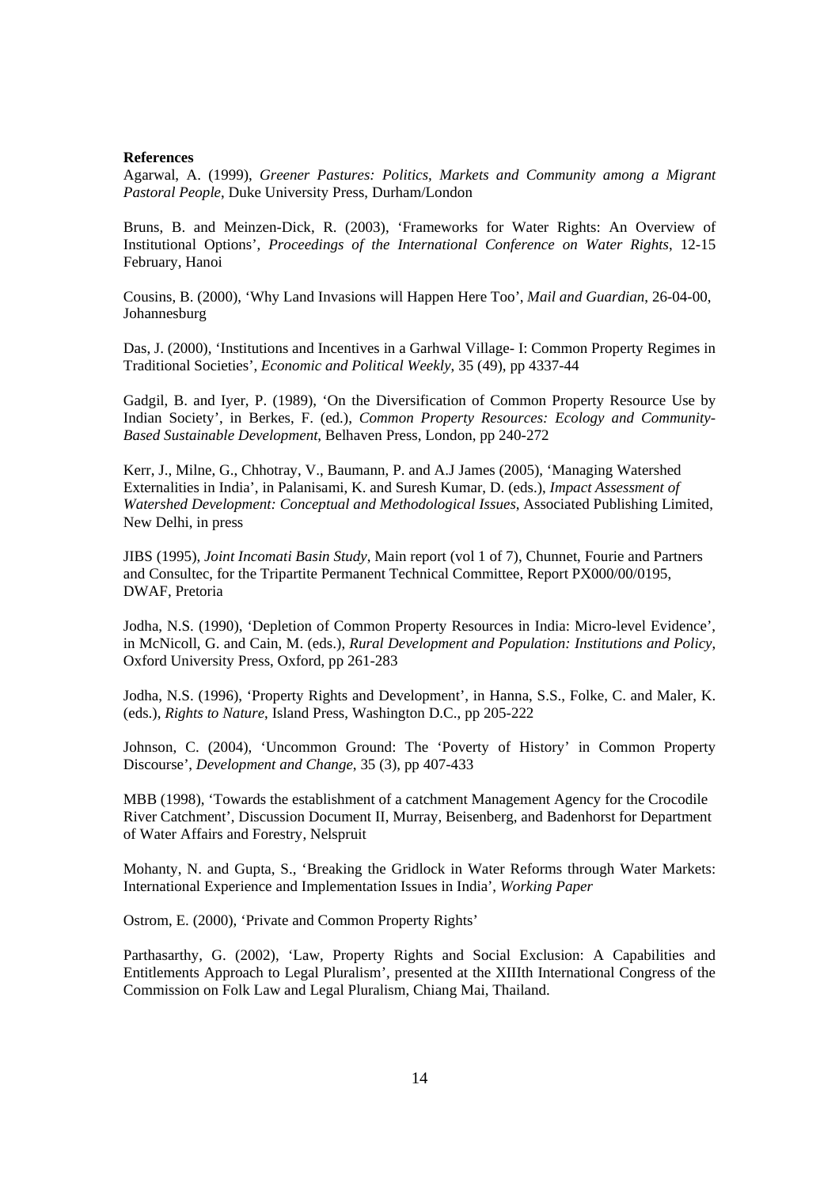**References**

Agarwal, A. (1999), *Greener Pastures: Politics, Markets and Community among a Migrant Pastoral People*, Duke University Press, Durham/London

Bruns, B. and Meinzen-Dick, R. (2003), 'Frameworks for Water Rights: An Overview of Institutional Options', *Proceedings of the International Conference on Water Rights*, 12-15 February, Hanoi

Cousins, B. (2000), 'Why Land Invasions will Happen Here Too', *Mail and Guardian*, 26-04-00, Johannesburg

Das, J. (2000), 'Institutions and Incentives in a Garhwal Village- I: Common Property Regimes in Traditional Societies', *Economic and Political Weekly*, 35 (49), pp 4337-44

Gadgil, B. and Iyer, P. (1989), 'On the Diversification of Common Property Resource Use by Indian Society', in Berkes, F. (ed.), *Common Property Resources: Ecology and Community-Based Sustainable Development*, Belhaven Press, London, pp 240-272

Kerr, J., Milne, G., Chhotray, V., Baumann, P. and A.J James (2005), 'Managing Watershed Externalities in India', in Palanisami, K. and Suresh Kumar, D. (eds.), *Impact Assessment of Watershed Development: Conceptual and Methodological Issues*, Associated Publishing Limited, New Delhi, in press

JIBS (1995), *Joint Incomati Basin Study*, Main report (vol 1 of 7), Chunnet, Fourie and Partners and Consultec, for the Tripartite Permanent Technical Committee, Report PX000/00/0195, DWAF, Pretoria

Jodha, N.S. (1990), 'Depletion of Common Property Resources in India: Micro-level Evidence', in McNicoll, G. and Cain, M. (eds.), *Rural Development and Population: Institutions and Policy*, Oxford University Press, Oxford, pp 261-283

Jodha, N.S. (1996), 'Property Rights and Development', in Hanna, S.S., Folke, C. and Maler, K. (eds.), *Rights to Nature*, Island Press, Washington D.C., pp 205-222

Johnson, C. (2004), 'Uncommon Ground: The 'Poverty of History' in Common Property Discourse', *Development and Change*, 35 (3), pp 407-433

MBB (1998), 'Towards the establishment of a catchment Management Agency for the Crocodile River Catchment', Discussion Document II, Murray, Beisenberg, and Badenhorst for Department of Water Affairs and Forestry, Nelspruit

Mohanty, N. and Gupta, S., 'Breaking the Gridlock in Water Reforms through Water Markets: International Experience and Implementation Issues in India', *Working Paper*

Ostrom, E. (2000), 'Private and Common Property Rights'

Parthasarthy, G. (2002), 'Law, Property Rights and Social Exclusion: A Capabilities and Entitlements Approach to Legal Pluralism', presented at the XIIIth International Congress of the Commission on Folk Law and Legal Pluralism, Chiang Mai, Thailand.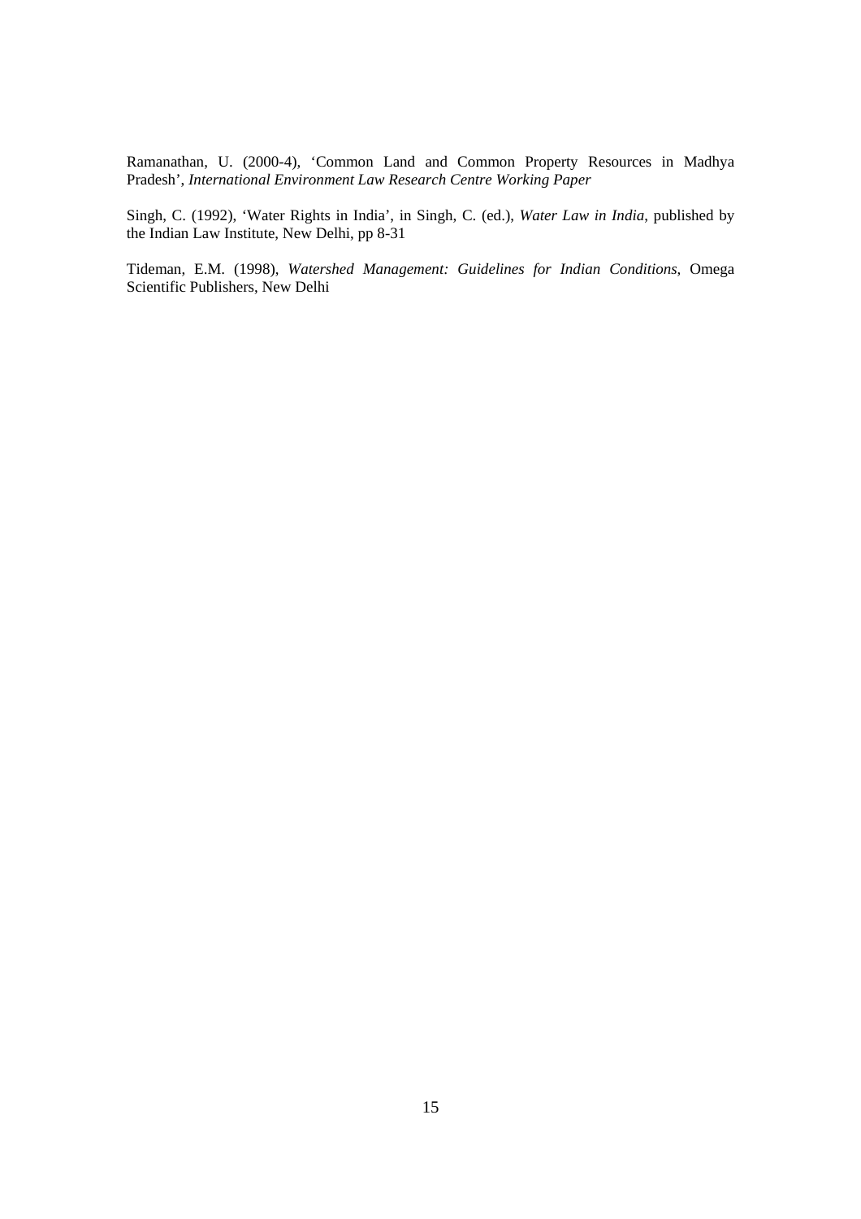Ramanathan, U. (2000-4), 'Common Land and Common Property Resources in Madhya Pradesh', *International Environment Law Research Centre Working Paper*

Singh, C. (1992), 'Water Rights in India', in Singh, C. (ed.), *Water Law in India*, published by the Indian Law Institute, New Delhi, pp 8-31

Tideman, E.M. (1998), *Watershed Management: Guidelines for Indian Conditions*, Omega Scientific Publishers, New Delhi